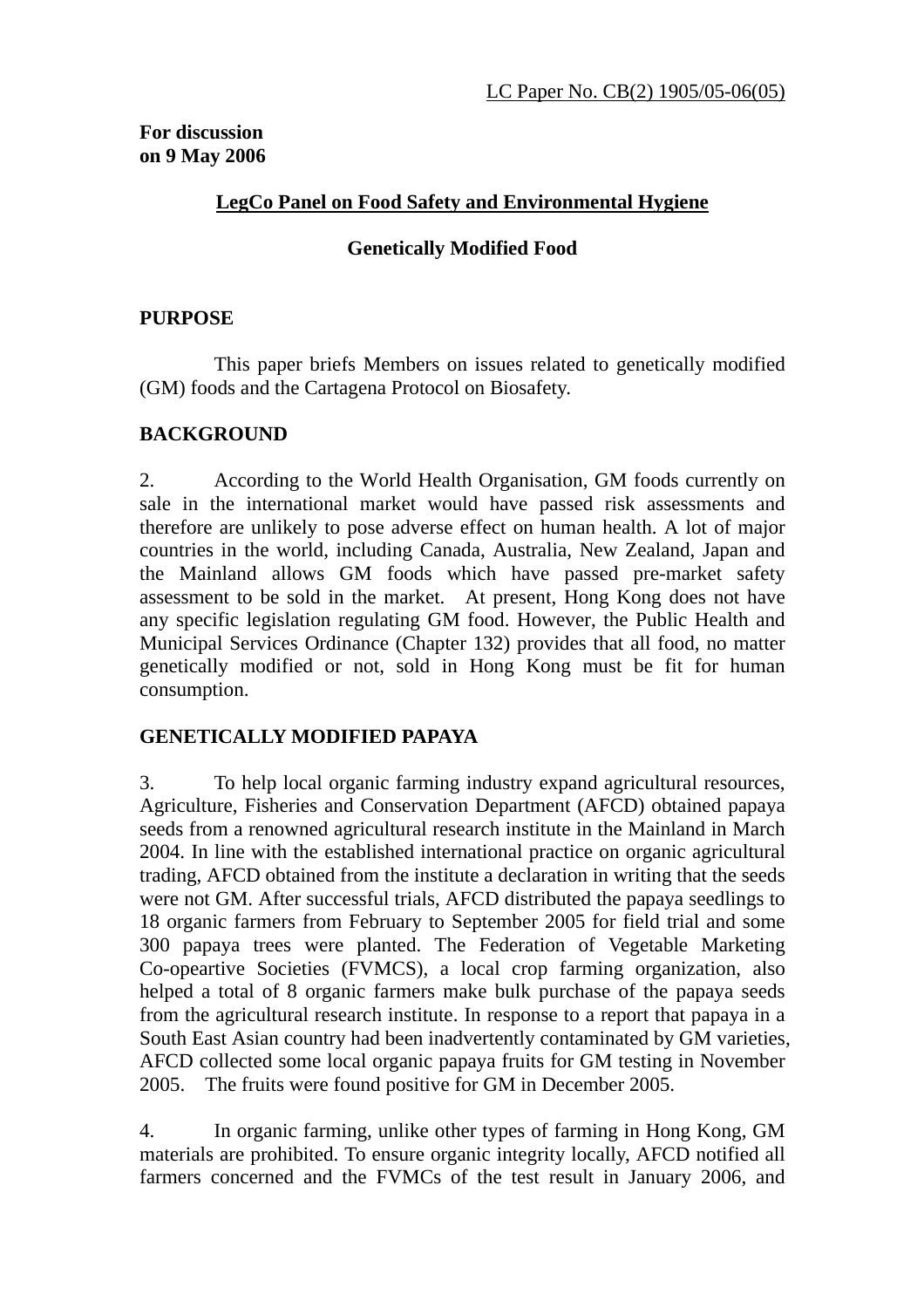LC Paper No. CB(2) 1905/05-06(05)

**For discussion on 9 May 2006**

## LegCo Panel on Food Safety and Environmental Hygiene

## Genetically Modified Food

### PURPOSE

This paper briefs Members on issues related to genetically modified (GM) foods and the Cartagena Protocol on Biosafety.

### BACKGROUND

2. According to the World Health Organisation, GM foods currently on sale in the international market would have passed risk assessments and therefore are unlikely to pose adverse effect on human health. A lot of major countries in the world, including Canada, Australia, New Zealand, Japan and the Mainland allows GM foods which have passed pre-market safety assessment to be sold in the market. At present, Hong Kong does not have any specific legislation regulating GM food. However, the Public Health and Municipal Services Ordinance (Chapter 132) provides that all food, no matter genetically modified or not, sold in Hong Kong must be fit for human consumption.

### GENETICALLY MODIFIED PAPAYA

3. To help local organic farming industry expand agricultural resources, Agriculture, Fisheries and Conservation Department (AFCD) obtained papaya seeds from a renowned agricultural research institute in the Mainland in March 2004. In line with the established international practice on organic agricultural trading, AFCD obtained from the institute a declaration in writing that the seeds were not GM. After successful trials, AFCD distributed the papaya seedlings to 18 organic farmers from February to September 2005 for field trial and some 300 papaya trees were planted. The Federation of Vegetable Marketing Co-opeartive Societies (FVMCS), a local crop farming organization, also helped a total of 8 organic farmers make bulk purchase of the papaya seeds from the agricultural research institute. In response to a report that papaya in a South East Asian country had been inadvertently contaminated by GM varieties, AFCD collected some local organic papaya fruits for GM testing in November 2005. The fruits were found positive for GM in December 2005.

4. In organic farming, unlike other types of farming in Hong Kong, GM materials are prohibited. To ensure organic integrity locally, AFCD notified all farmers concerned and the FVMCs of the test result in January 2006, and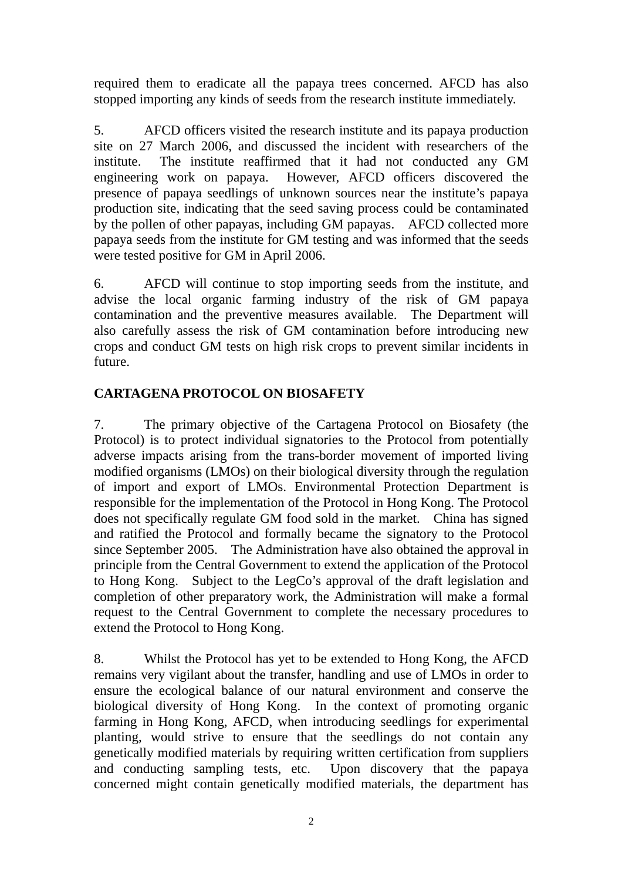required them to eradicate all the papaya trees concerned. AFCD has also stopped importing any kinds of seeds from the research institute immediately.

5. AFCD officers visited the research institute and its papaya production site on 27 March 2006, and discussed the incident with researchers of the institute. The institute reaffirmed that it had not conducted any GM engineering work on papaya. However, AFCD officers discovered the presence of papaya seedlings of unknown sources near the institute's papaya production site, indicating that the seed saving process could be contaminated by the pollen of other papayas, including GM papayas. AFCD collected more papaya seeds from the institute for GM testing and was informed that the seeds were tested positive for GM in April 2006.

6. AFCD will continue to stop importing seeds from the institute, and advise the local organic farming industry of the risk of GM papaya contamination and the preventive measures available. The Department will also carefully assess the risk of GM contamination before introducing new crops and conduct GM tests on high risk crops to prevent similar incidents in future.

**CARTAGENA PROTOCOL ON BIOSAFETY**

7. The primary objective of the Cartagena Protocol on Biosafety (the Protocol) is to protect individual signatories to the Protocol from potentially adverse impacts arising from the trans-border movement of imported living modified organisms (LMOs) on their biological diversity through the regulation of import and export of LMOs. Environmental Protection Department is responsible for the implementation of the Protocol in Hong Kong. The Protocol does not specifically regulate GM food sold in the market. China has signed and ratified the Protocol and formally became the signatory to the Protocol since September 2005. The Administration have also obtained the approval in principle from the Central Government to extend the application of the Protocol to Hong Kong. Subject to the LegCo's approval of the draft legislation and completion of other preparatory work, the Administration will make a formal request to the Central Government to complete the necessary procedures to extend the Protocol to Hong Kong.

8. Whilst the Protocol has yet to be extended to Hong Kong, the AFCD remains very vigilant about the transfer, handling and use of LMOs in order to ensure the ecological balance of our natural environment and conserve the biological diversity of Hong Kong. In the context of promoting organic farming in Hong Kong, AFCD, when introducing seedlings for experimental planting, would strive to ensure that the seedlings do not contain any genetically modified materials by requiring written certification from suppliers and conducting sampling tests, etc. Upon discovery that the papaya concerned might contain genetically modified materials, the department has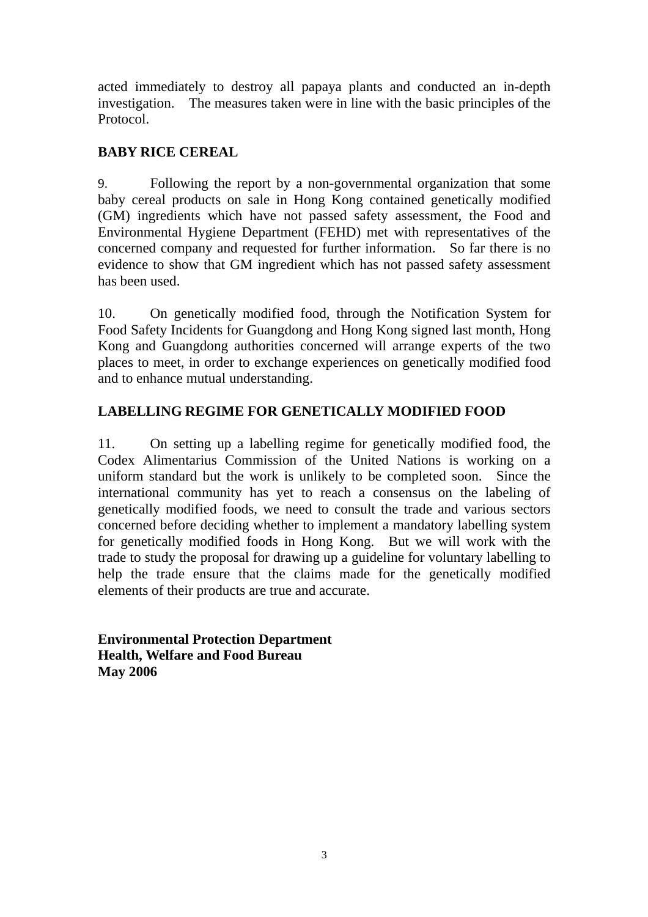acted immediately to destroy all papaya plants and conducted an in-depth investigation. The measures taken were in line with the basic principles of the Protocol.

## BABY RICE CEREAL

9. Following the report by a non-governmental organization that some baby cereal products on sale in Hong Kong contained genetically modified (GM) ingredients which have not passed safety assessment, the Food and Environmental Hygiene Department (FEHD) met with representatives of the concerned company and requested for further information. So far there is no evidence to show that GM ingredient which has not passed safety assessment has been used.

10. On genetically modified food, through the Notification System for Food Safety Incidents for Guangdong and Hong Kong signed last month, Hong Kong and Guangdong authorities concerned will arrange experts of the two places to meet, in order to exchange experiences on genetically modified food and to enhance mutual understanding.

## LABELLING REGIME FOR GENETICALLY MODIFIED FOOD

11. On setting up a labelling regime for genetically modified food, the Codex Alimentarius Commission of the United Nations is working on a uniform standard but the work is unlikely to be completed soon. Since the international community has yet to reach a consensus on the labeling of genetically modified foods, we need to consult the trade and various sectors concerned before deciding whether to implement a mandatory labelling system for genetically modified foods in Hong Kong. But we will work with the trade to study the proposal for drawing up a guideline for voluntary labelling to help the trade ensure that the claims made for the genetically modified elements of their products are true and accurate.

**Environmental Protection Department**
**Health, Welfare and Food Bureau**
**May 2006**